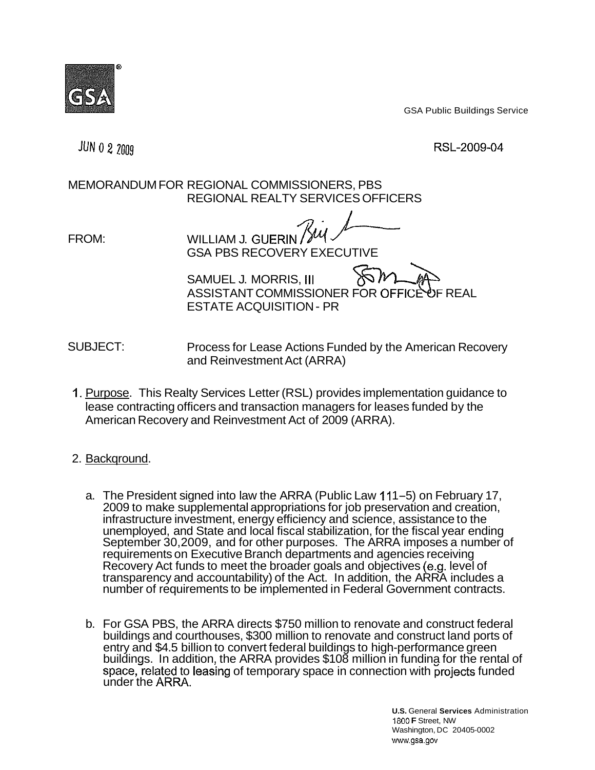GSA Public Buildings Service

JUN 0 2 2009

RSL-2009-04

MEMORANDUM FOR REGIONAL COMMISSIONERS, PBS
REGIONAL REALTY SERVICES OFFICERS

FROM: WILLIAM J. GUERIN
GSA PBS RECOVERY EXECUTIVE

SAMUEL J. MORRIS, III
ASSISTANT COMMISSIONER FOR OFFICE OF REAL ESTATE ACQUISITION - PR

SUBJECT: Process for Lease Actions Funded by the American Recovery and Reinvestment Act (ARRA)

1. Purpose. This Realty Services Letter (RSL) provides implementation guidance to lease contracting officers and transaction managers for leases funded by the American Recovery and Reinvestment Act of 2009 (ARRA).

2. Background.

   a. The President signed into law the ARRA (Public Law 111–5) on February 17, 2009 to make supplemental appropriations for job preservation and creation, infrastructure investment, energy efficiency and science, assistance to the unemployed, and State and local fiscal stabilization, for the fiscal year ending September 30,2009, and for other purposes. The ARRA imposes a number of requirements on Executive Branch departments and agencies receiving Recovery Act funds to meet the broader goals and objectives (e.g. level of transparency and accountability) of the Act. In addition, the ARRA includes a number of requirements to be implemented in Federal Government contracts.

   b. For GSA PBS, the ARRA directs $750 million to renovate and construct federal buildings and courthouses, $300 million to renovate and construct land ports of entry and $4.5 billion to convert federal buildings to high-performance green buildings. In addition, the ARRA provides $108 million in funding for the rental of space, related to leasing of temporary space in connection with projects funded under the ARRA.

U.S. General Services Administration
1800 F Street, NW
Washington, DC 20405-0002
www.gsa.gov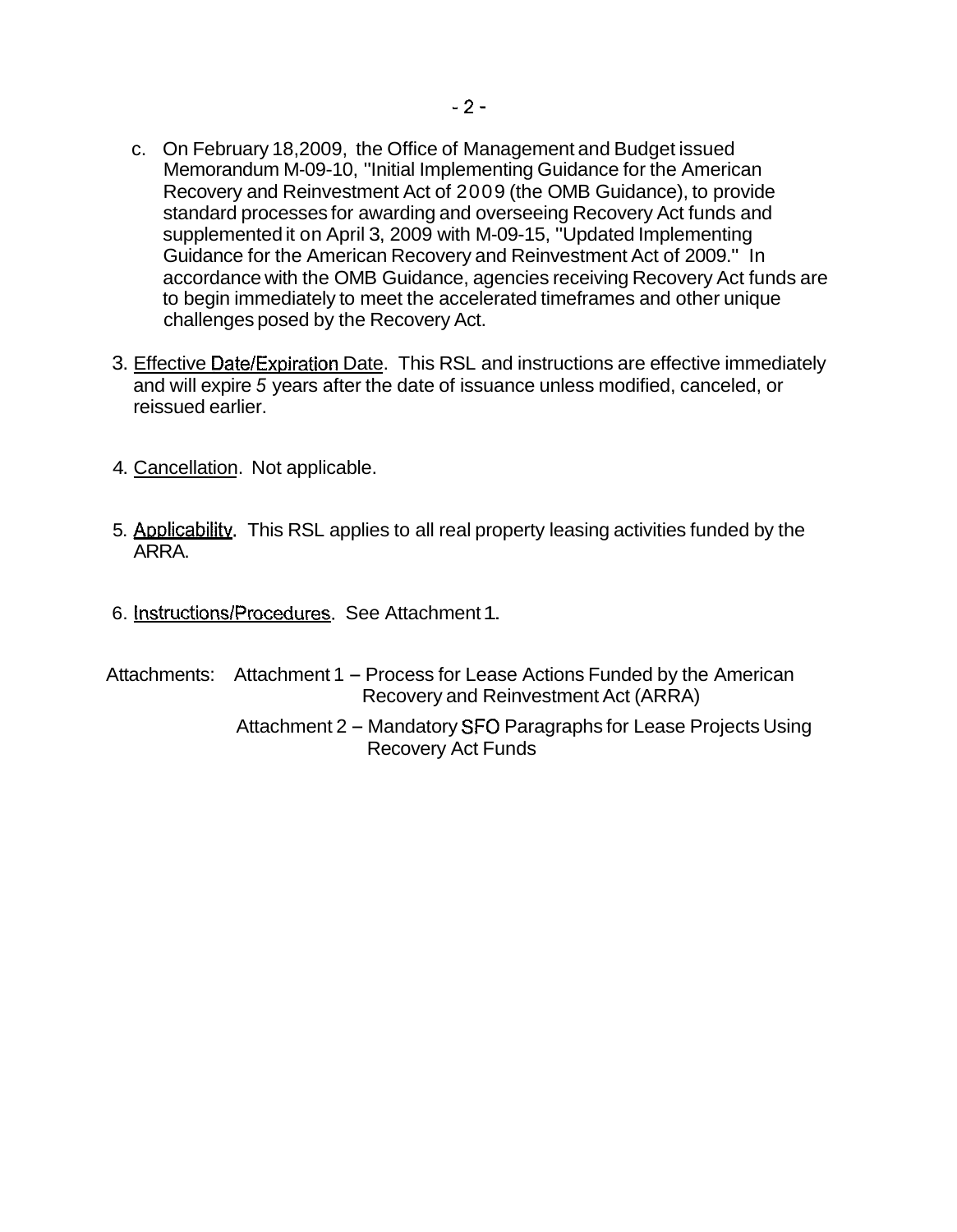c. On February 18,2009, the Office of Management and Budget issued Memorandum M-09-10, "Initial Implementing Guidance for the American Recovery and Reinvestment Act of 2009 (the OMB Guidance), to provide standard processes for awarding and overseeing Recovery Act funds and supplemented it on April 3, 2009 with M-09-15, "Updated Implementing Guidance for the American Recovery and Reinvestment Act of 2009." In accordance with the OMB Guidance, agencies receiving Recovery Act funds are to begin immediately to meet the accelerated timeframes and other unique challenges posed by the Recovery Act.

3. Effective Date/Expiration Date. This RSL and instructions are effective immediately and will expire *5* years after the date of issuance unless modified, canceled, or reissued earlier.

4. Cancellation. Not applicable.

5. Applicability. This RSL applies to all real property leasing activities funded by the ARRA.

6. Instructions/Procedures. See Attachment 1.

Attachments: Attachment 1 – Process for Lease Actions Funded by the American Recovery and Reinvestment Act (ARRA)

Attachment 2 – Mandatory SFO Paragraphs for Lease Projects Using Recovery Act Funds